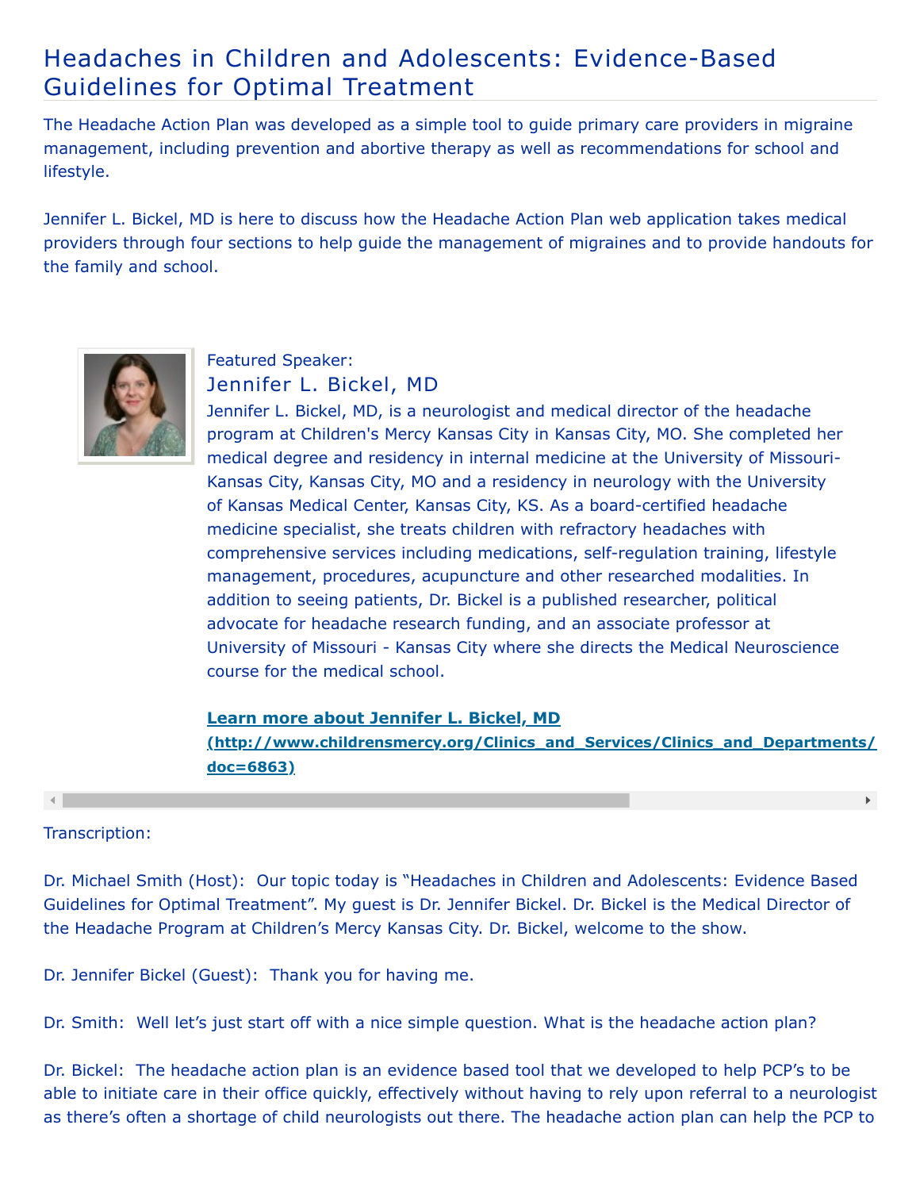# Headaches in Children and Adolescents: Evidence-Based Guidelines for Optimal Treatment

The Headache Action Plan was developed as a simple tool to guide primary care providers in migraine management, including prevention and abortive therapy as well as recommendations for school and lifestyle.

Jennifer L. Bickel, MD is here to discuss how the Headache Action Plan web application takes medical providers through four sections to help guide the management of migraines and to provide handouts for the family and school.

Featured Speaker:

## Jennifer L. Bickel, MD

Jennifer L. Bickel, MD, is a neurologist and medical director of the headache program at Children's Mercy Kansas City in Kansas City, MO. She completed her medical degree and residency in internal medicine at the University of Missouri-Kansas City, Kansas City, MO and a residency in neurology with the University of Kansas Medical Center, Kansas City, KS. As a board-certified headache medicine specialist, she treats children with refractory headaches with comprehensive services including medications, self-regulation training, lifestyle management, procedures, acupuncture and other researched modalities. In addition to seeing patients, Dr. Bickel is a published researcher, political advocate for headache research funding, and an associate professor at University of Missouri - Kansas City where she directs the Medical Neuroscience course for the medical school.

**[Learn more about Jennifer L. Bickel, MD (http://www.childrensmercy.org/Clinics_and_Services/Clinics_and_Departments/doc=6863)](http://www.childrensmercy.org/Clinics_and_Services/Clinics_and_Departments/doc=6863)**

Transcription:

Dr. Michael Smith (Host): Our topic today is "Headaches in Children and Adolescents: Evidence Based Guidelines for Optimal Treatment". My guest is Dr. Jennifer Bickel. Dr. Bickel is the Medical Director of the Headache Program at Children's Mercy Kansas City. Dr. Bickel, welcome to the show.

Dr. Jennifer Bickel (Guest): Thank you for having me.

Dr. Smith: Well let's just start off with a nice simple question. What is the headache action plan?

Dr. Bickel: The headache action plan is an evidence based tool that we developed to help PCP's to be able to initiate care in their office quickly, effectively without having to rely upon referral to a neurologist as there's often a shortage of child neurologists out there. The headache action plan can help the PCP to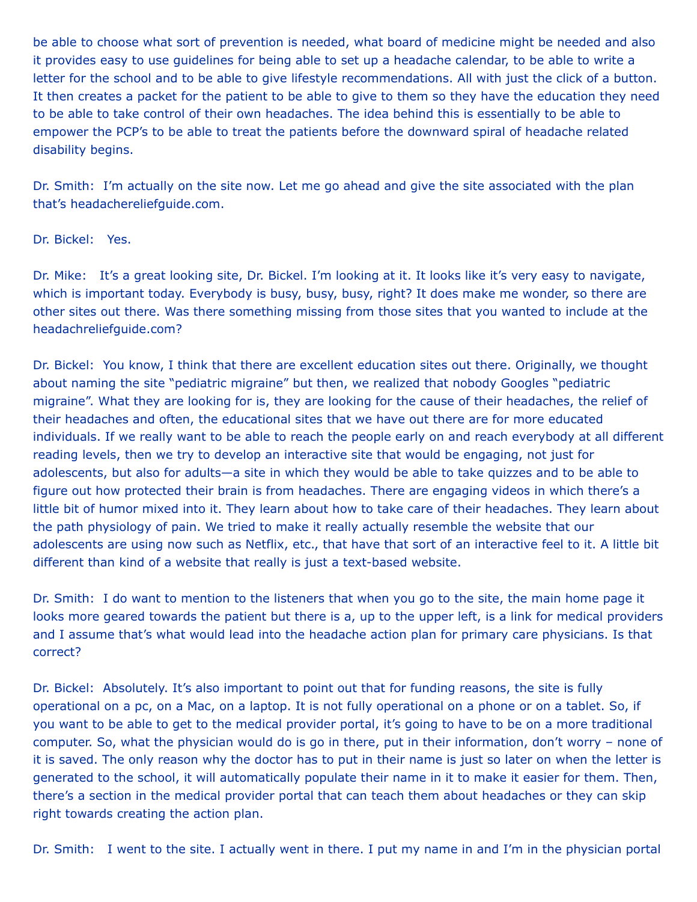be able to choose what sort of prevention is needed, what board of medicine might be needed and also it provides easy to use guidelines for being able to set up a headache calendar, to be able to write a letter for the school and to be able to give lifestyle recommendations. All with just the click of a button. It then creates a packet for the patient to be able to give to them so they have the education they need to be able to take control of their own headaches. The idea behind this is essentially to be able to empower the PCP's to be able to treat the patients before the downward spiral of headache related disability begins.

Dr. Smith: I'm actually on the site now. Let me go ahead and give the site associated with the plan that's headachereliefguide.com.

Dr. Bickel: Yes.

Dr. Mike: It's a great looking site, Dr. Bickel. I'm looking at it. It looks like it's very easy to navigate, which is important today. Everybody is busy, busy, busy, right? It does make me wonder, so there are other sites out there. Was there something missing from those sites that you wanted to include at the headachreliefguide.com?

Dr. Bickel: You know, I think that there are excellent education sites out there. Originally, we thought about naming the site "pediatric migraine" but then, we realized that nobody Googles "pediatric migraine". What they are looking for is, they are looking for the cause of their headaches, the relief of their headaches and often, the educational sites that we have out there are for more educated individuals. If we really want to be able to reach the people early on and reach everybody at all different reading levels, then we try to develop an interactive site that would be engaging, not just for adolescents, but also for adults—a site in which they would be able to take quizzes and to be able to figure out how protected their brain is from headaches. There are engaging videos in which there's a little bit of humor mixed into it. They learn about how to take care of their headaches. They learn about the path physiology of pain. We tried to make it really actually resemble the website that our adolescents are using now such as Netflix, etc., that have that sort of an interactive feel to it. A little bit different than kind of a website that really is just a text-based website.

Dr. Smith: I do want to mention to the listeners that when you go to the site, the main home page it looks more geared towards the patient but there is a, up to the upper left, is a link for medical providers and I assume that's what would lead into the headache action plan for primary care physicians. Is that correct?

Dr. Bickel: Absolutely. It's also important to point out that for funding reasons, the site is fully operational on a pc, on a Mac, on a laptop. It is not fully operational on a phone or on a tablet. So, if you want to be able to get to the medical provider portal, it's going to have to be on a more traditional computer. So, what the physician would do is go in there, put in their information, don't worry – none of it is saved. The only reason why the doctor has to put in their name is just so later on when the letter is generated to the school, it will automatically populate their name in it to make it easier for them. Then, there's a section in the medical provider portal that can teach them about headaches or they can skip right towards creating the action plan.

Dr. Smith: I went to the site. I actually went in there. I put my name in and I'm in the physician portal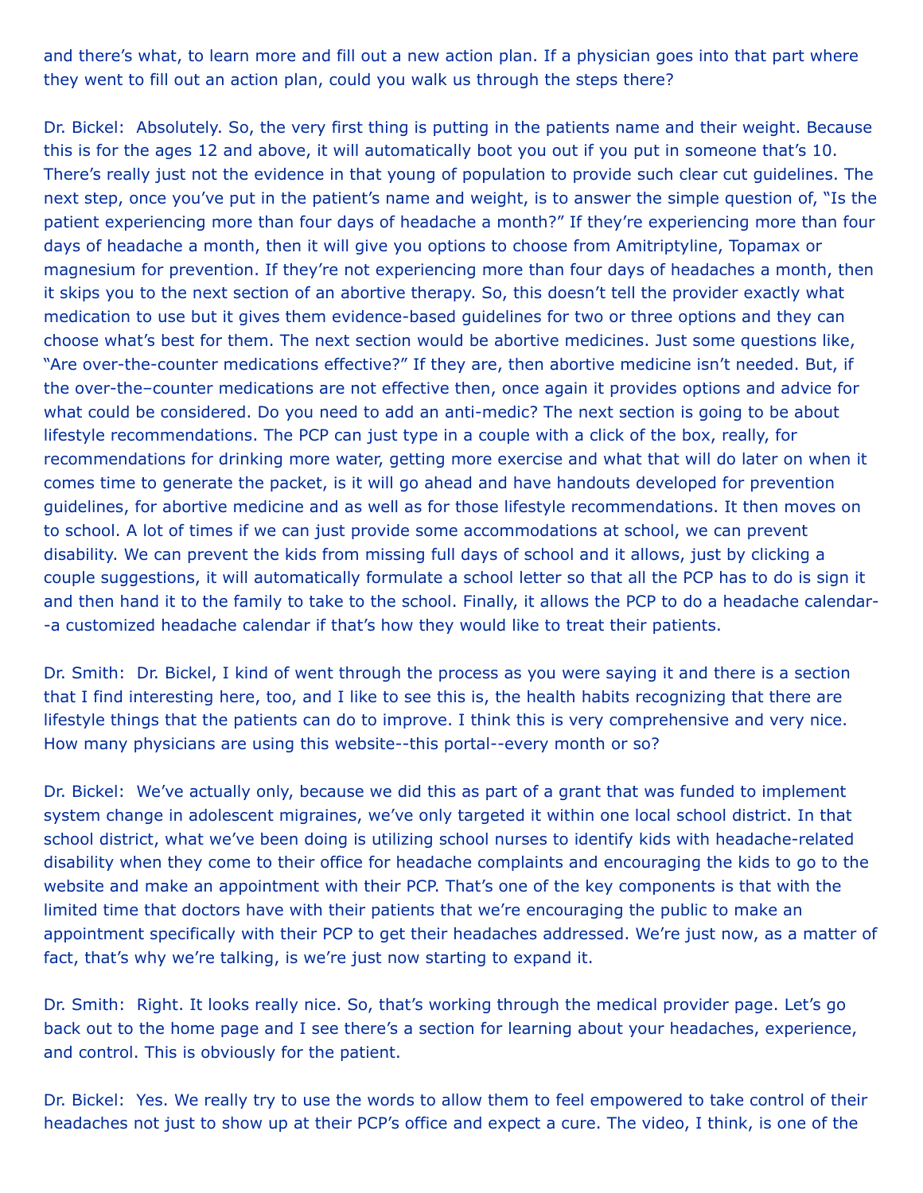and there's what, to learn more and fill out a new action plan. If a physician goes into that part where they went to fill out an action plan, could you walk us through the steps there?

Dr. Bickel: Absolutely. So, the very first thing is putting in the patients name and their weight. Because this is for the ages 12 and above, it will automatically boot you out if you put in someone that's 10. There's really just not the evidence in that young of population to provide such clear cut guidelines. The next step, once you've put in the patient's name and weight, is to answer the simple question of, "Is the patient experiencing more than four days of headache a month?" If they're experiencing more than four days of headache a month, then it will give you options to choose from Amitriptyline, Topamax or magnesium for prevention. If they're not experiencing more than four days of headaches a month, then it skips you to the next section of an abortive therapy. So, this doesn't tell the provider exactly what medication to use but it gives them evidence-based guidelines for two or three options and they can choose what's best for them. The next section would be abortive medicines. Just some questions like, "Are over-the-counter medications effective?" If they are, then abortive medicine isn't needed. But, if the over-the–counter medications are not effective then, once again it provides options and advice for what could be considered. Do you need to add an anti-medic? The next section is going to be about lifestyle recommendations. The PCP can just type in a couple with a click of the box, really, for recommendations for drinking more water, getting more exercise and what that will do later on when it comes time to generate the packet, is it will go ahead and have handouts developed for prevention guidelines, for abortive medicine and as well as for those lifestyle recommendations. It then moves on to school. A lot of times if we can just provide some accommodations at school, we can prevent disability. We can prevent the kids from missing full days of school and it allows, just by clicking a couple suggestions, it will automatically formulate a school letter so that all the PCP has to do is sign it and then hand it to the family to take to the school. Finally, it allows the PCP to do a headache calendar--a customized headache calendar if that's how they would like to treat their patients.

Dr. Smith: Dr. Bickel, I kind of went through the process as you were saying it and there is a section that I find interesting here, too, and I like to see this is, the health habits recognizing that there are lifestyle things that the patients can do to improve. I think this is very comprehensive and very nice. How many physicians are using this website--this portal--every month or so?

Dr. Bickel: We've actually only, because we did this as part of a grant that was funded to implement system change in adolescent migraines, we've only targeted it within one local school district. In that school district, what we've been doing is utilizing school nurses to identify kids with headache-related disability when they come to their office for headache complaints and encouraging the kids to go to the website and make an appointment with their PCP. That's one of the key components is that with the limited time that doctors have with their patients that we're encouraging the public to make an appointment specifically with their PCP to get their headaches addressed. We're just now, as a matter of fact, that's why we're talking, is we're just now starting to expand it.

Dr. Smith: Right. It looks really nice. So, that's working through the medical provider page. Let's go back out to the home page and I see there's a section for learning about your headaches, experience, and control. This is obviously for the patient.

Dr. Bickel: Yes. We really try to use the words to allow them to feel empowered to take control of their headaches not just to show up at their PCP's office and expect a cure. The video, I think, is one of the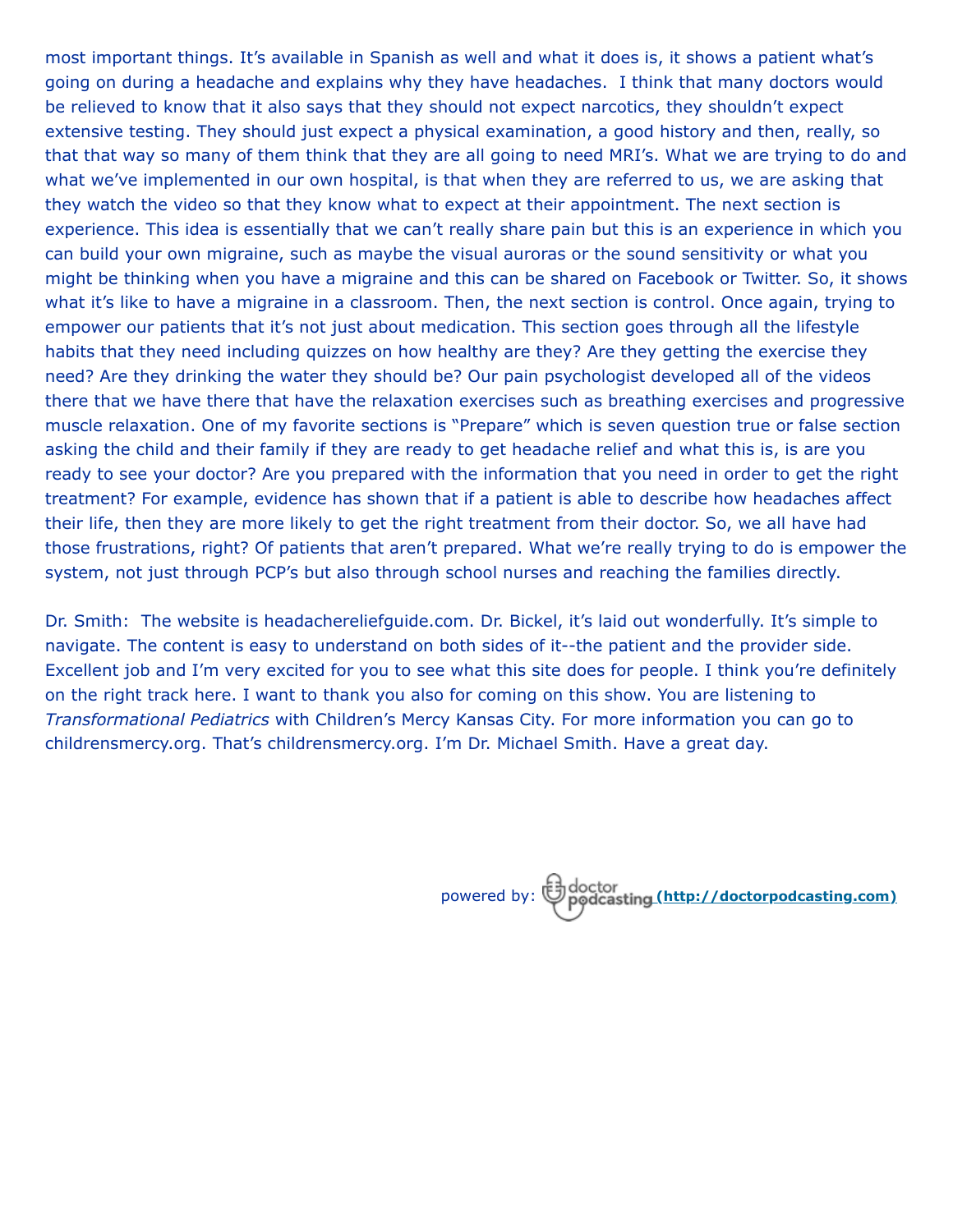most important things. It's available in Spanish as well and what it does is, it shows a patient what's going on during a headache and explains why they have headaches.  I think that many doctors would be relieved to know that it also says that they should not expect narcotics, they shouldn't expect extensive testing. They should just expect a physical examination, a good history and then, really, so that that way so many of them think that they are all going to need MRI's. What we are trying to do and what we've implemented in our own hospital, is that when they are referred to us, we are asking that they watch the video so that they know what to expect at their appointment. The next section is experience. This idea is essentially that we can't really share pain but this is an experience in which you can build your own migraine, such as maybe the visual auroras or the sound sensitivity or what you might be thinking when you have a migraine and this can be shared on Facebook or Twitter. So, it shows what it's like to have a migraine in a classroom. Then, the next section is control. Once again, trying to empower our patients that it's not just about medication. This section goes through all the lifestyle habits that they need including quizzes on how healthy are they? Are they getting the exercise they need? Are they drinking the water they should be? Our pain psychologist developed all of the videos there that we have there that have the relaxation exercises such as breathing exercises and progressive muscle relaxation. One of my favorite sections is "Prepare" which is seven question true or false section asking the child and their family if they are ready to get headache relief and what this is, is are you ready to see your doctor? Are you prepared with the information that you need in order to get the right treatment? For example, evidence has shown that if a patient is able to describe how headaches affect their life, then they are more likely to get the right treatment from their doctor. So, we all have had those frustrations, right? Of patients that aren't prepared. What we're really trying to do is empower the system, not just through PCP's but also through school nurses and reaching the families directly.

Dr. Smith:  The website is headachereliefguide.com. Dr. Bickel, it's laid out wonderfully. It's simple to navigate. The content is easy to understand on both sides of it--the patient and the provider side. Excellent job and I'm very excited for you to see what this site does for people. I think you're definitely on the right track here. I want to thank you also for coming on this show. You are listening to *Transformational Pediatrics* with Children's Mercy Kansas City. For more information you can go to childrensmercy.org. That's childrensmercy.org. I'm Dr. Michael Smith. Have a great day.

powered by: doctor podcasting [(http://doctorpodcasting.com)](http://doctorpodcasting.com)